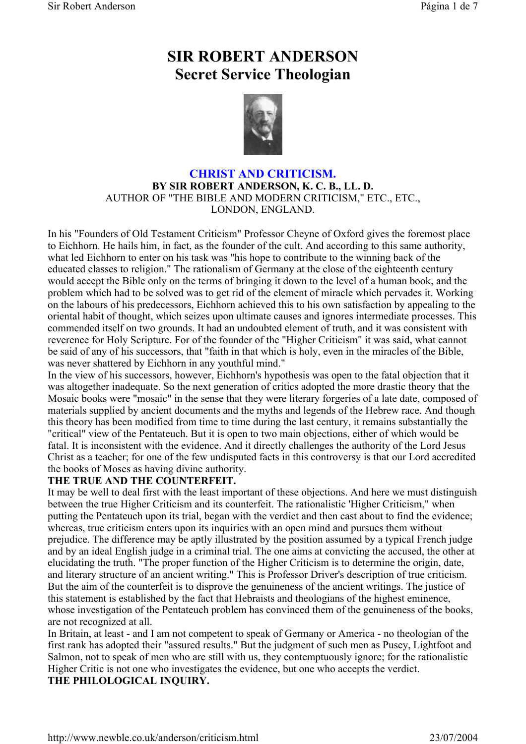# SIR ROBERT ANDERSON
# Secret Service Theologian

## CHRIST AND CRITICISM.

**BY SIR ROBERT ANDERSON, K. C. B., LL. D.**

AUTHOR OF "THE BIBLE AND MODERN CRITICISM," ETC., ETC.,
LONDON, ENGLAND.

In his "Founders of Old Testament Criticism" Professor Cheyne of Oxford gives the foremost place to Eichhorn. He hails him, in fact, as the founder of the cult. And according to this same authority, what led Eichhorn to enter on his task was "his hope to contribute to the winning back of the educated classes to religion." The rationalism of Germany at the close of the eighteenth century would accept the Bible only on the terms of bringing it down to the level of a human book, and the problem which had to be solved was to get rid of the element of miracle which pervades it. Working on the labours of his predecessors, Eichhorn achieved this to his own satisfaction by appealing to the oriental habit of thought, which seizes upon ultimate causes and ignores intermediate processes. This commended itself on two grounds. It had an undoubted element of truth, and it was consistent with reverence for Holy Scripture. For of the founder of the "Higher Criticism" it was said, what cannot be said of any of his successors, that "faith in that which is holy, even in the miracles of the Bible, was never shattered by Eichhorn in any youthful mind."

In the view of his successors, however, Eichhorn's hypothesis was open to the fatal objection that it was altogether inadequate. So the next generation of critics adopted the more drastic theory that the Mosaic books were "mosaic" in the sense that they were literary forgeries of a late date, composed of materials supplied by ancient documents and the myths and legends of the Hebrew race. And though this theory has been modified from time to time during the last century, it remains substantially the "critical" view of the Pentateuch. But it is open to two main objections, either of which would be fatal. It is inconsistent with the evidence. And it directly challenges the authority of the Lord Jesus Christ as a teacher; for one of the few undisputed facts in this controversy is that our Lord accredited the books of Moses as having divine authority.

### THE TRUE AND THE COUNTERFEIT.

It may be well to deal first with the least important of these objections. And here we must distinguish between the true Higher Criticism and its counterfeit. The rationalistic 'Higher Criticism," when putting the Pentateuch upon its trial, began with the verdict and then cast about to find the evidence; whereas, true criticism enters upon its inquiries with an open mind and pursues them without prejudice. The difference may be aptly illustrated by the position assumed by a typical French judge and by an ideal English judge in a criminal trial. The one aims at convicting the accused, the other at elucidating the truth. "The proper function of the Higher Criticism is to determine the origin, date, and literary structure of an ancient writing." This is Professor Driver's description of true criticism. But the aim of the counterfeit is to disprove the genuineness of the ancient writings. The justice of this statement is established by the fact that Hebraists and theologians of the highest eminence, whose investigation of the Pentateuch problem has convinced them of the genuineness of the books, are not recognized at all.

In Britain, at least - and I am not competent to speak of Germany or America - no theologian of the first rank has adopted their "assured results." But the judgment of such men as Pusey, Lightfoot and Salmon, not to speak of men who are still with us, they contemptuously ignore; for the rationalistic Higher Critic is not one who investigates the evidence, but one who accepts the verdict.

### THE PHILOLOGICAL INQUIRY.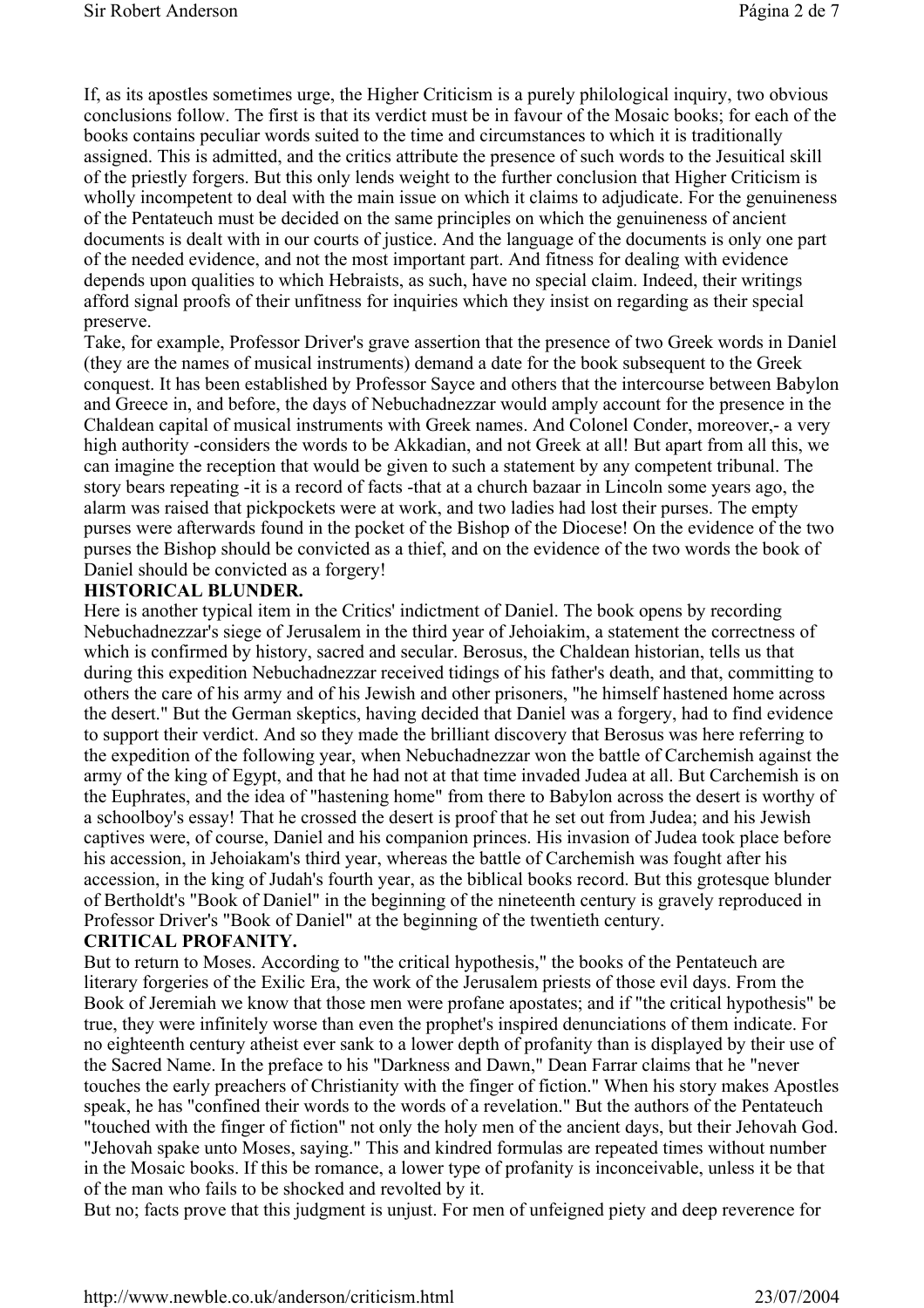If, as its apostles sometimes urge, the Higher Criticism is a purely philological inquiry, two obvious conclusions follow. The first is that its verdict must be in favour of the Mosaic books; for each of the books contains peculiar words suited to the time and circumstances to which it is traditionally assigned. This is admitted, and the critics attribute the presence of such words to the Jesuitical skill of the priestly forgers. But this only lends weight to the further conclusion that Higher Criticism is wholly incompetent to deal with the main issue on which it claims to adjudicate. For the genuineness of the Pentateuch must be decided on the same principles on which the genuineness of ancient documents is dealt with in our courts of justice. And the language of the documents is only one part of the needed evidence, and not the most important part. And fitness for dealing with evidence depends upon qualities to which Hebraists, as such, have no special claim. Indeed, their writings afford signal proofs of their unfitness for inquiries which they insist on regarding as their special preserve.

Take, for example, Professor Driver's grave assertion that the presence of two Greek words in Daniel (they are the names of musical instruments) demand a date for the book subsequent to the Greek conquest. It has been established by Professor Sayce and others that the intercourse between Babylon and Greece in, and before, the days of Nebuchadnezzar would amply account for the presence in the Chaldean capital of musical instruments with Greek names. And Colonel Conder, moreover,- a very high authority -considers the words to be Akkadian, and not Greek at all! But apart from all this, we can imagine the reception that would be given to such a statement by any competent tribunal. The story bears repeating -it is a record of facts -that at a church bazaar in Lincoln some years ago, the alarm was raised that pickpockets were at work, and two ladies had lost their purses. The empty purses were afterwards found in the pocket of the Bishop of the Diocese! On the evidence of the two purses the Bishop should be convicted as a thief, and on the evidence of the two words the book of Daniel should be convicted as a forgery!

**HISTORICAL BLUNDER.**

Here is another typical item in the Critics' indictment of Daniel. The book opens by recording Nebuchadnezzar's siege of Jerusalem in the third year of Jehoiakim, a statement the correctness of which is confirmed by history, sacred and secular. Berosus, the Chaldean historian, tells us that during this expedition Nebuchadnezzar received tidings of his father's death, and that, committing to others the care of his army and of his Jewish and other prisoners, "he himself hastened home across the desert." But the German skeptics, having decided that Daniel was a forgery, had to find evidence to support their verdict. And so they made the brilliant discovery that Berosus was here referring to the expedition of the following year, when Nebuchadnezzar won the battle of Carchemish against the army of the king of Egypt, and that he had not at that time invaded Judea at all. But Carchemish is on the Euphrates, and the idea of "hastening home" from there to Babylon across the desert is worthy of a schoolboy's essay! That he crossed the desert is proof that he set out from Judea; and his Jewish captives were, of course, Daniel and his companion princes. His invasion of Judea took place before his accession, in Jehoiakam's third year, whereas the battle of Carchemish was fought after his accession, in the king of Judah's fourth year, as the biblical books record. But this grotesque blunder of Bertholdt's "Book of Daniel" in the beginning of the nineteenth century is gravely reproduced in Professor Driver's "Book of Daniel" at the beginning of the twentieth century.

**CRITICAL PROFANITY.**

But to return to Moses. According to "the critical hypothesis," the books of the Pentateuch are literary forgeries of the Exilic Era, the work of the Jerusalem priests of those evil days. From the Book of Jeremiah we know that those men were profane apostates; and if "the critical hypothesis" be true, they were infinitely worse than even the prophet's inspired denunciations of them indicate. For no eighteenth century atheist ever sank to a lower depth of profanity than is displayed by their use of the Sacred Name. In the preface to his "Darkness and Dawn," Dean Farrar claims that he "never touches the early preachers of Christianity with the finger of fiction." When his story makes Apostles speak, he has "confined their words to the words of a revelation." But the authors of the Pentateuch "touched with the finger of fiction" not only the holy men of the ancient days, but their Jehovah God. "Jehovah spake unto Moses, saying." This and kindred formulas are repeated times without number in the Mosaic books. If this be romance, a lower type of profanity is inconceivable, unless it be that of the man who fails to be shocked and revolted by it.

But no; facts prove that this judgment is unjust. For men of unfeigned piety and deep reverence for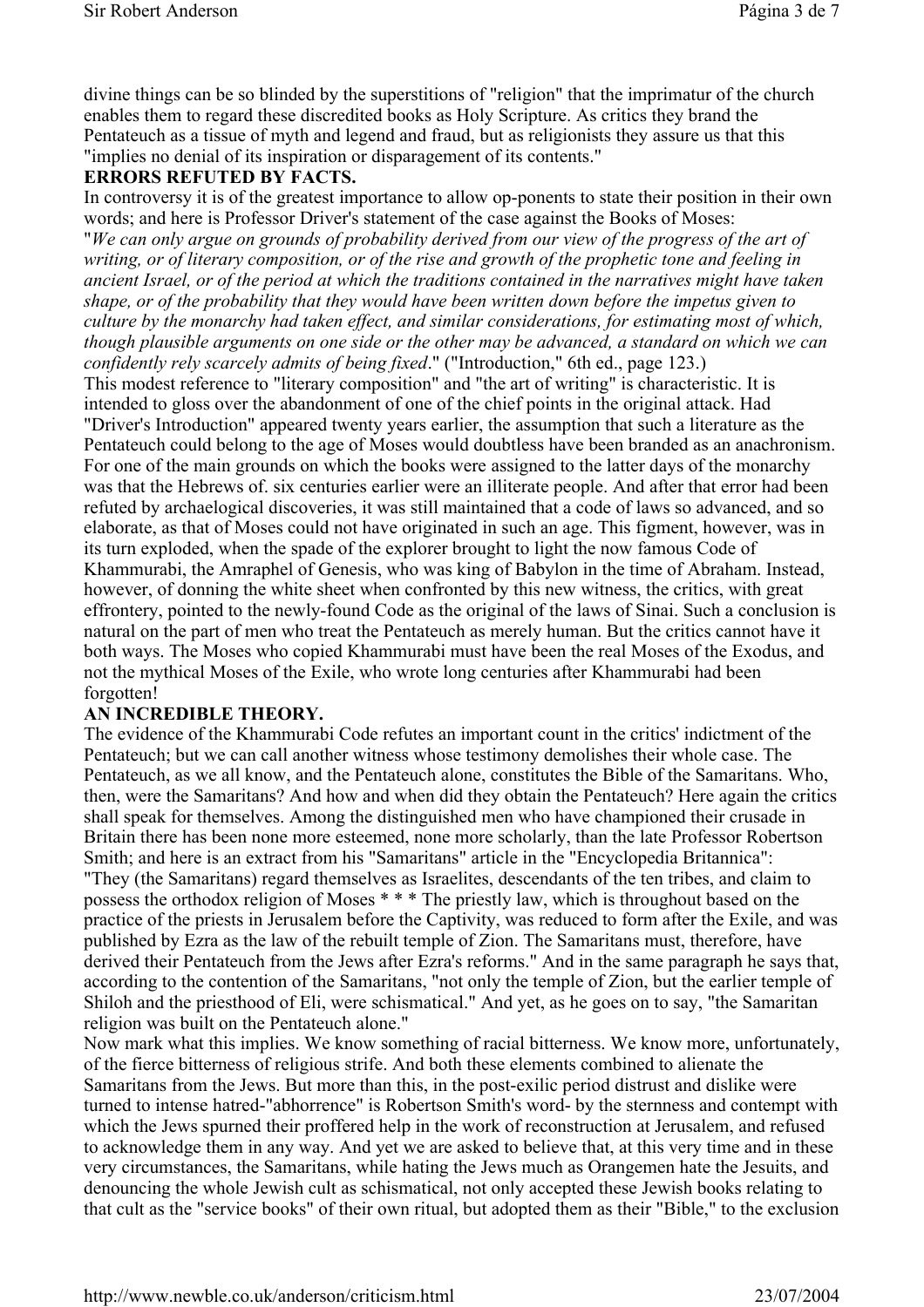divine things can be so blinded by the superstitions of "religion" that the imprimatur of the church enables them to regard these discredited books as Holy Scripture. As critics they brand the Pentateuch as a tissue of myth and legend and fraud, but as religionists they assure us that this "implies no denial of its inspiration or disparagement of its contents."

**ERRORS REFUTED BY FACTS.**

In controversy it is of the greatest importance to allow op-ponents to state their position in their own words; and here is Professor Driver's statement of the case against the Books of Moses: "*We can only argue on grounds of probability derived from our view of the progress of the art of writing, or of literary composition, or of the rise and growth of the prophetic tone and feeling in ancient Israel, or of the period at which the traditions contained in the narratives might have taken shape, or of the probability that they would have been written down before the impetus given to culture by the monarchy had taken effect, and similar considerations, for estimating most of which, though plausible arguments on one side or the other may be advanced, a standard on which we can confidently rely scarcely admits of being fixed*." ("Introduction," 6th ed., page 123.)

This modest reference to "literary composition" and "the art of writing" is characteristic. It is intended to gloss over the abandonment of one of the chief points in the original attack. Had "Driver's Introduction" appeared twenty years earlier, the assumption that such a literature as the Pentateuch could belong to the age of Moses would doubtless have been branded as an anachronism. For one of the main grounds on which the books were assigned to the latter days of the monarchy was that the Hebrews of. six centuries earlier were an illiterate people. And after that error had been refuted by archaelogical discoveries, it was still maintained that a code of laws so advanced, and so elaborate, as that of Moses could not have originated in such an age. This figment, however, was in its turn exploded, when the spade of the explorer brought to light the now famous Code of Khammurabi, the Amraphel of Genesis, who was king of Babylon in the time of Abraham. Instead, however, of donning the white sheet when confronted by this new witness, the critics, with great effrontery, pointed to the newly-found Code as the original of the laws of Sinai. Such a conclusion is natural on the part of men who treat the Pentateuch as merely human. But the critics cannot have it both ways. The Moses who copied Khammurabi must have been the real Moses of the Exodus, and not the mythical Moses of the Exile, who wrote long centuries after Khammurabi had been forgotten!

**AN INCREDIBLE THEORY.**

The evidence of the Khammurabi Code refutes an important count in the critics' indictment of the Pentateuch; but we can call another witness whose testimony demolishes their whole case. The Pentateuch, as we all know, and the Pentateuch alone, constitutes the Bible of the Samaritans. Who, then, were the Samaritans? And how and when did they obtain the Pentateuch? Here again the critics shall speak for themselves. Among the distinguished men who have championed their crusade in Britain there has been none more esteemed, none more scholarly, than the late Professor Robertson Smith; and here is an extract from his "Samaritans" article in the "Encyclopedia Britannica": "They (the Samaritans) regard themselves as Israelites, descendants of the ten tribes, and claim to possess the orthodox religion of Moses * * * The priestly law, which is throughout based on the practice of the priests in Jerusalem before the Captivity, was reduced to form after the Exile, and was published by Ezra as the law of the rebuilt temple of Zion. The Samaritans must, therefore, have derived their Pentateuch from the Jews after Ezra's reforms." And in the same paragraph he says that, according to the contention of the Samaritans, "not only the temple of Zion, but the earlier temple of Shiloh and the priesthood of Eli, were schismatical." And yet, as he goes on to say, "the Samaritan religion was built on the Pentateuch alone."

Now mark what this implies. We know something of racial bitterness. We know more, unfortunately, of the fierce bitterness of religious strife. And both these elements combined to alienate the Samaritans from the Jews. But more than this, in the post-exilic period distrust and dislike were turned to intense hatred-"abhorrence" is Robertson Smith's word- by the sternness and contempt with which the Jews spurned their proffered help in the work of reconstruction at Jerusalem, and refused to acknowledge them in any way. And yet we are asked to believe that, at this very time and in these very circumstances, the Samaritans, while hating the Jews much as Orangemen hate the Jesuits, and denouncing the whole Jewish cult as schismatical, not only accepted these Jewish books relating to that cult as the "service books" of their own ritual, but adopted them as their "Bible," to the exclusion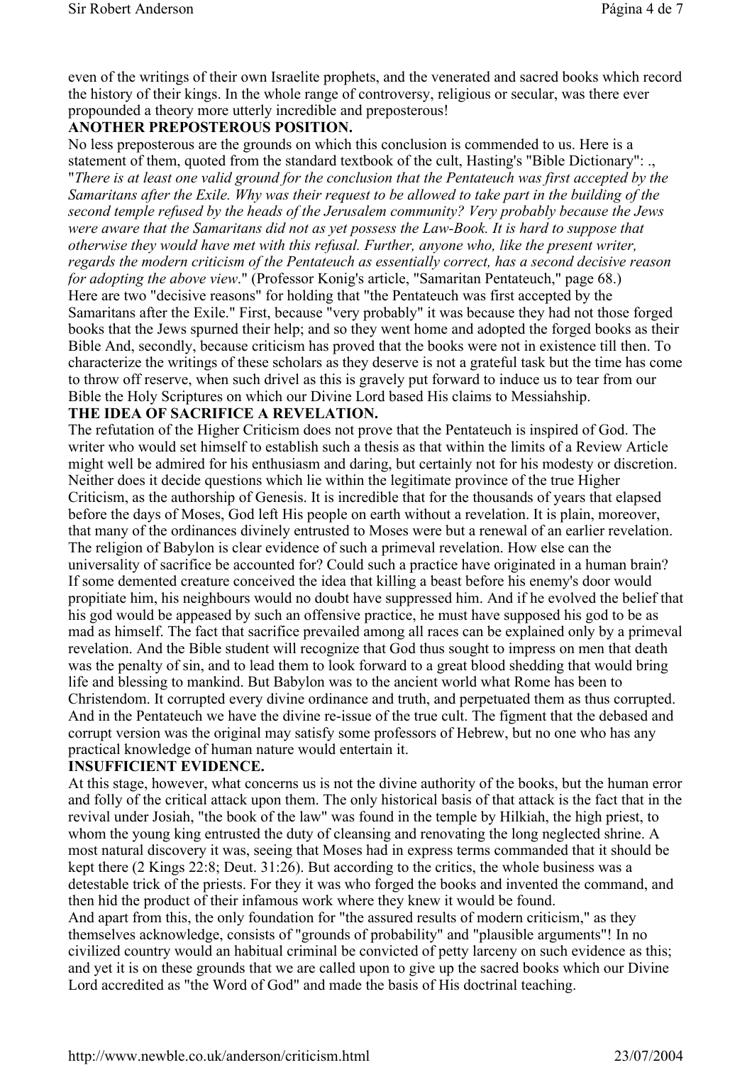even of the writings of their own Israelite prophets, and the venerated and sacred books which record the history of their kings. In the whole range of controversy, religious or secular, was there ever propounded a theory more utterly incredible and preposterous!

**ANOTHER PREPOSTEROUS POSITION.**

No less preposterous are the grounds on which this conclusion is commended to us. Here is a statement of them, quoted from the standard textbook of the cult, Hasting's "Bible Dictionary": ., "*There is at least one valid ground for the conclusion that the Pentateuch was first accepted by the Samaritans after the Exile. Why was their request to be allowed to take part in the building of the second temple refused by the heads of the Jerusalem community? Very probably because the Jews were aware that the Samaritans did not as yet possess the Law-Book. It is hard to suppose that otherwise they would have met with this refusal. Further, anyone who, like the present writer, regards the modern criticism of the Pentateuch as essentially correct, has a second decisive reason for adopting the above view*." (Professor Konig's article, "Samaritan Pentateuch," page 68.)

Here are two "decisive reasons" for holding that "the Pentateuch was first accepted by the Samaritans after the Exile." First, because "very probably" it was because they had not those forged books that the Jews spurned their help; and so they went home and adopted the forged books as their Bible And, secondly, because criticism has proved that the books were not in existence till then. To characterize the writings of these scholars as they deserve is not a grateful task but the time has come to throw off reserve, when such drivel as this is gravely put forward to induce us to tear from our Bible the Holy Scriptures on which our Divine Lord based His claims to Messiahship.

**THE IDEA OF SACRIFICE A REVELATION.**

The refutation of the Higher Criticism does not prove that the Pentateuch is inspired of God. The writer who would set himself to establish such a thesis as that within the limits of a Review Article might well be admired for his enthusiasm and daring, but certainly not for his modesty or discretion. Neither does it decide questions which lie within the legitimate province of the true Higher Criticism, as the authorship of Genesis. It is incredible that for the thousands of years that elapsed before the days of Moses, God left His people on earth without a revelation. It is plain, moreover, that many of the ordinances divinely entrusted to Moses were but a renewal of an earlier revelation. The religion of Babylon is clear evidence of such a primeval revelation. How else can the universality of sacrifice be accounted for? Could such a practice have originated in a human brain? If some demented creature conceived the idea that killing a beast before his enemy's door would propitiate him, his neighbours would no doubt have suppressed him. And if he evolved the belief that his god would be appeased by such an offensive practice, he must have supposed his god to be as mad as himself. The fact that sacrifice prevailed among all races can be explained only by a primeval revelation. And the Bible student will recognize that God thus sought to impress on men that death was the penalty of sin, and to lead them to look forward to a great blood shedding that would bring life and blessing to mankind. But Babylon was to the ancient world what Rome has been to Christendom. It corrupted every divine ordinance and truth, and perpetuated them as thus corrupted. And in the Pentateuch we have the divine re-issue of the true cult. The figment that the debased and corrupt version was the original may satisfy some professors of Hebrew, but no one who has any practical knowledge of human nature would entertain it.

**INSUFFICIENT EVIDENCE.**

At this stage, however, what concerns us is not the divine authority of the books, but the human error and folly of the critical attack upon them. The only historical basis of that attack is the fact that in the revival under Josiah, "the book of the law" was found in the temple by Hilkiah, the high priest, to whom the young king entrusted the duty of cleansing and renovating the long neglected shrine. A most natural discovery it was, seeing that Moses had in express terms commanded that it should be kept there (2 Kings 22:8; Deut. 31:26). But according to the critics, the whole business was a detestable trick of the priests. For they it was who forged the books and invented the command, and then hid the product of their infamous work where they knew it would be found.

And apart from this, the only foundation for "the assured results of modern criticism," as they themselves acknowledge, consists of "grounds of probability" and "plausible arguments"! In no civilized country would an habitual criminal be convicted of petty larceny on such evidence as this; and yet it is on these grounds that we are called upon to give up the sacred books which our Divine Lord accredited as "the Word of God" and made the basis of His doctrinal teaching.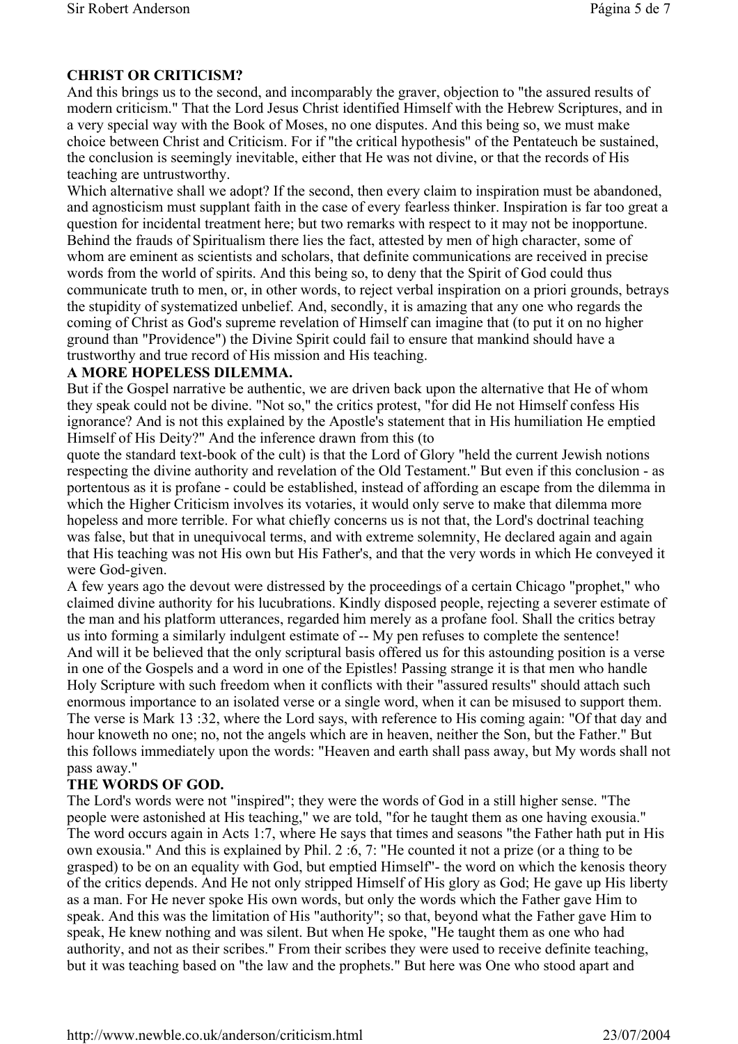## CHRIST OR CRITICISM?

And this brings us to the second, and incomparably the graver, objection to "the assured results of modern criticism." That the Lord Jesus Christ identified Himself with the Hebrew Scriptures, and in a very special way with the Book of Moses, no one disputes. And this being so, we must make choice between Christ and Criticism. For if "the critical hypothesis" of the Pentateuch be sustained, the conclusion is seemingly inevitable, either that He was not divine, or that the records of His teaching are untrustworthy.

Which alternative shall we adopt? If the second, then every claim to inspiration must be abandoned, and agnosticism must supplant faith in the case of every fearless thinker. Inspiration is far too great a question for incidental treatment here; but two remarks with respect to it may not be inopportune. Behind the frauds of Spiritualism there lies the fact, attested by men of high character, some of whom are eminent as scientists and scholars, that definite communications are received in precise words from the world of spirits. And this being so, to deny that the Spirit of God could thus communicate truth to men, or, in other words, to reject verbal inspiration on a priori grounds, betrays the stupidity of systematized unbelief. And, secondly, it is amazing that any one who regards the coming of Christ as God's supreme revelation of Himself can imagine that (to put it on no higher ground than "Providence") the Divine Spirit could fail to ensure that mankind should have a trustworthy and true record of His mission and His teaching.

## A MORE HOPELESS DILEMMA.

But if the Gospel narrative be authentic, we are driven back upon the alternative that He of whom they speak could not be divine. "Not so," the critics protest, "for did He not Himself confess His ignorance? And is not this explained by the Apostle's statement that in His humiliation He emptied Himself of His Deity?" And the inference drawn from this (to quote the standard text-book of the cult) is that the Lord of Glory "held the current Jewish notions respecting the divine authority and revelation of the Old Testament." But even if this conclusion - as portentous as it is profane - could be established, instead of affording an escape from the dilemma in which the Higher Criticism involves its votaries, it would only serve to make that dilemma more hopeless and more terrible. For what chiefly concerns us is not that, the Lord's doctrinal teaching was false, but that in unequivocal terms, and with extreme solemnity, He declared again and again that His teaching was not His own but His Father's, and that the very words in which He conveyed it were God-given.

A few years ago the devout were distressed by the proceedings of a certain Chicago "prophet," who claimed divine authority for his lucubrations. Kindly disposed people, rejecting a severer estimate of the man and his platform utterances, regarded him merely as a profane fool. Shall the critics betray us into forming a similarly indulgent estimate of -- My pen refuses to complete the sentence!

And will it be believed that the only scriptural basis offered us for this astounding position is a verse in one of the Gospels and a word in one of the Epistles! Passing strange it is that men who handle Holy Scripture with such freedom when it conflicts with their "assured results" should attach such enormous importance to an isolated verse or a single word, when it can be misused to support them. The verse is Mark 13 :32, where the Lord says, with reference to His coming again: "Of that day and hour knoweth no one; no, not the angels which are in heaven, neither the Son, but the Father." But this follows immediately upon the words: "Heaven and earth shall pass away, but My words shall not pass away."

## THE WORDS OF GOD.

The Lord's words were not "inspired"; they were the words of God in a still higher sense. "The people were astonished at His teaching," we are told, "for he taught them as one having exousia." The word occurs again in Acts 1:7, where He says that times and seasons "the Father hath put in His own exousia." And this is explained by Phil. 2 :6, 7: "He counted it not a prize (or a thing to be grasped) to be on an equality with God, but emptied Himself"- the word on which the kenosis theory of the critics depends. And He not only stripped Himself of His glory as God; He gave up His liberty as a man. For He never spoke His own words, but only the words which the Father gave Him to speak. And this was the limitation of His "authority"; so that, beyond what the Father gave Him to speak, He knew nothing and was silent. But when He spoke, "He taught them as one who had authority, and not as their scribes." From their scribes they were used to receive definite teaching, but it was teaching based on "the law and the prophets." But here was One who stood apart and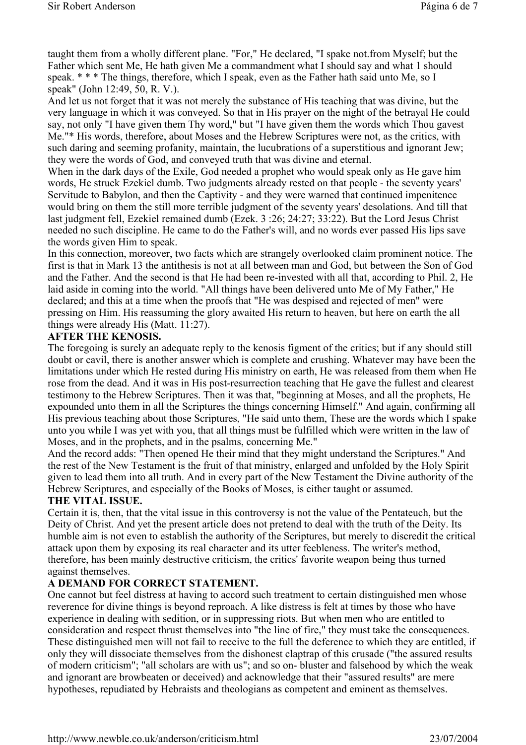taught them from a wholly different plane. "For," He declared, "I spake not.from Myself; but the Father which sent Me, He hath given Me a commandment what I should say and what 1 should speak. * * * The things, therefore, which I speak, even as the Father hath said unto Me, so I speak" (John 12:49, 50, R. V.).

And let us not forget that it was not merely the substance of His teaching that was divine, but the very language in which it was conveyed. So that in His prayer on the night of the betrayal He could say, not only "I have given them Thy word," but "I have given them the words which Thou gavest Me."* His words, therefore, about Moses and the Hebrew Scriptures were not, as the critics, with such daring and seeming profanity, maintain, the lucubrations of a superstitious and ignorant Jew; they were the words of God, and conveyed truth that was divine and eternal.

When in the dark days of the Exile, God needed a prophet who would speak only as He gave him words, He struck Ezekiel dumb. Two judgments already rested on that people - the seventy years' Servitude to Babylon, and then the Captivity - and they were warned that continued impenitence would bring on them the still more terrible judgment of the seventy years' desolations. And till that last judgment fell, Ezekiel remained dumb (Ezek. 3 :26; 24:27; 33:22). But the Lord Jesus Christ needed no such discipline. He came to do the Father's will, and no words ever passed His lips save the words given Him to speak.

In this connection, moreover, two facts which are strangely overlooked claim prominent notice. The first is that in Mark 13 the antithesis is not at all between man and God, but between the Son of God and the Father. And the second is that He had been re-invested with all that, according to Phil. 2, He laid aside in coming into the world. "All things have been delivered unto Me of My Father," He declared; and this at a time when the proofs that "He was despised and rejected of men" were pressing on Him. His reassuming the glory awaited His return to heaven, but here on earth the all things were already His (Matt. 11:27).

**AFTER THE KENOSIS.**

The foregoing is surely an adequate reply to the kenosis figment of the critics; but if any should still doubt or cavil, there is another answer which is complete and crushing. Whatever may have been the limitations under which He rested during His ministry on earth, He was released from them when He rose from the dead. And it was in His post-resurrection teaching that He gave the fullest and clearest testimony to the Hebrew Scriptures. Then it was that, "beginning at Moses, and all the prophets, He expounded unto them in all the Scriptures the things concerning Himself." And again, confirming all His previous teaching about those Scriptures, "He said unto them, These are the words which I spake unto you while I was yet with you, that all things must be fulfilled which were written in the law of Moses, and in the prophets, and in the psalms, concerning Me."

And the record adds: "Then opened He their mind that they might understand the Scriptures." And the rest of the New Testament is the fruit of that ministry, enlarged and unfolded by the Holy Spirit given to lead them into all truth. And in every part of the New Testament the Divine authority of the Hebrew Scriptures, and especially of the Books of Moses, is either taught or assumed.

**THE VITAL ISSUE.**

Certain it is, then, that the vital issue in this controversy is not the value of the Pentateuch, but the Deity of Christ. And yet the present article does not pretend to deal with the truth of the Deity. Its humble aim is not even to establish the authority of the Scriptures, but merely to discredit the critical attack upon them by exposing its real character and its utter feebleness. The writer's method, therefore, has been mainly destructive criticism, the critics' favorite weapon being thus turned against themselves.

**A DEMAND FOR CORRECT STATEMENT.**

One cannot but feel distress at having to accord such treatment to certain distinguished men whose reverence for divine things is beyond reproach. A like distress is felt at times by those who have experience in dealing with sedition, or in suppressing riots. But when men who are entitled to consideration and respect thrust themselves into "the line of fire," they must take the consequences. These distinguished men will not fail to receive to the full the deference to which they are entitled, if only they will dissociate themselves from the dishonest claptrap of this crusade ("the assured results of modern criticism"; "all scholars are with us"; and so on- bluster and falsehood by which the weak and ignorant are browbeaten or deceived) and acknowledge that their "assured results" are mere hypotheses, repudiated by Hebraists and theologians as competent and eminent as themselves.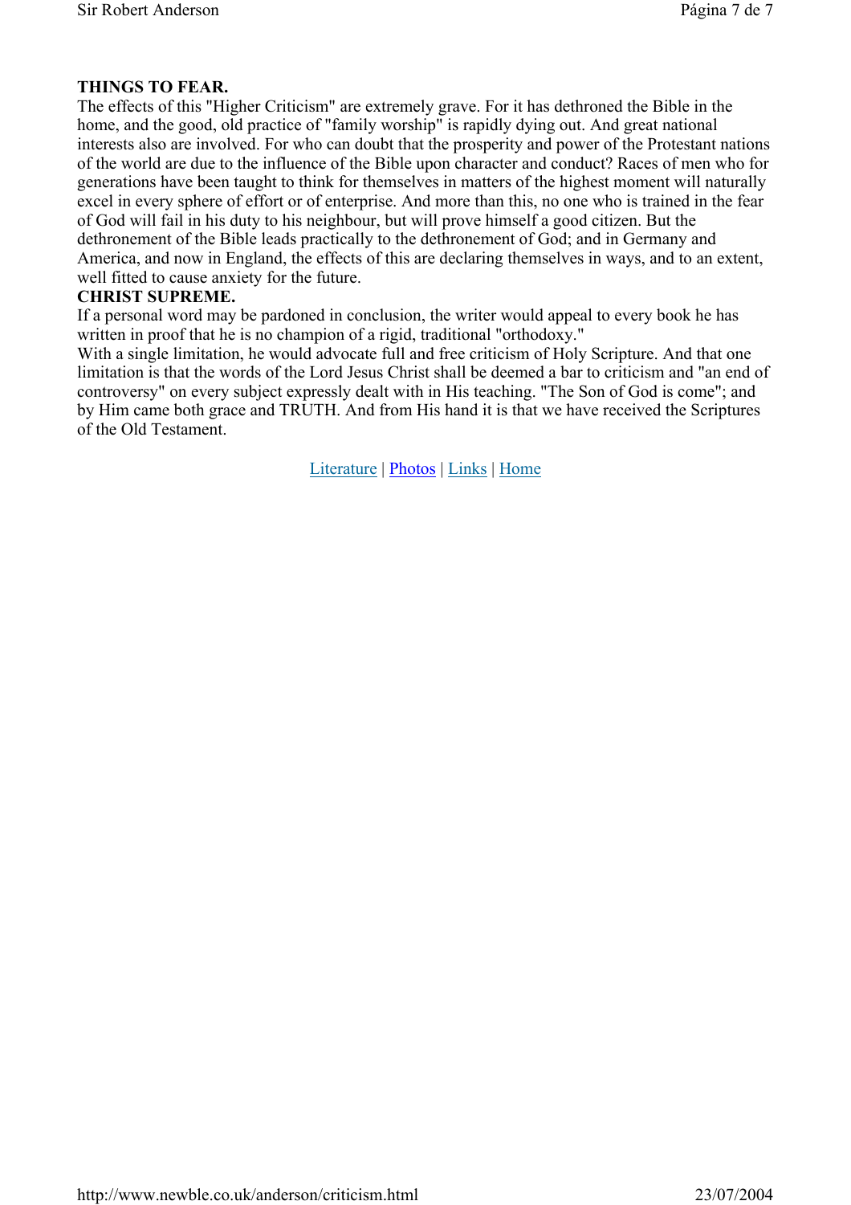**THINGS TO FEAR.**

The effects of this "Higher Criticism" are extremely grave. For it has dethroned the Bible in the home, and the good, old practice of "family worship" is rapidly dying out. And great national interests also are involved. For who can doubt that the prosperity and power of the Protestant nations of the world are due to the influence of the Bible upon character and conduct? Races of men who for generations have been taught to think for themselves in matters of the highest moment will naturally excel in every sphere of effort or of enterprise. And more than this, no one who is trained in the fear of God will fail in his duty to his neighbour, but will prove himself a good citizen. But the dethronement of the Bible leads practically to the dethronement of God; and in Germany and America, and now in England, the effects of this are declaring themselves in ways, and to an extent, well fitted to cause anxiety for the future.

**CHRIST SUPREME.**

If a personal word may be pardoned in conclusion, the writer would appeal to every book he has written in proof that he is no champion of a rigid, traditional "orthodoxy."

With a single limitation, he would advocate full and free criticism of Holy Scripture. And that one limitation is that the words of the Lord Jesus Christ shall be deemed a bar to criticism and "an end of controversy" on every subject expressly dealt with in His teaching. "The Son of God is come"; and by Him came both grace and TRUTH. And from His hand it is that we have received the Scriptures of the Old Testament.

Literature | Photos | Links | Home